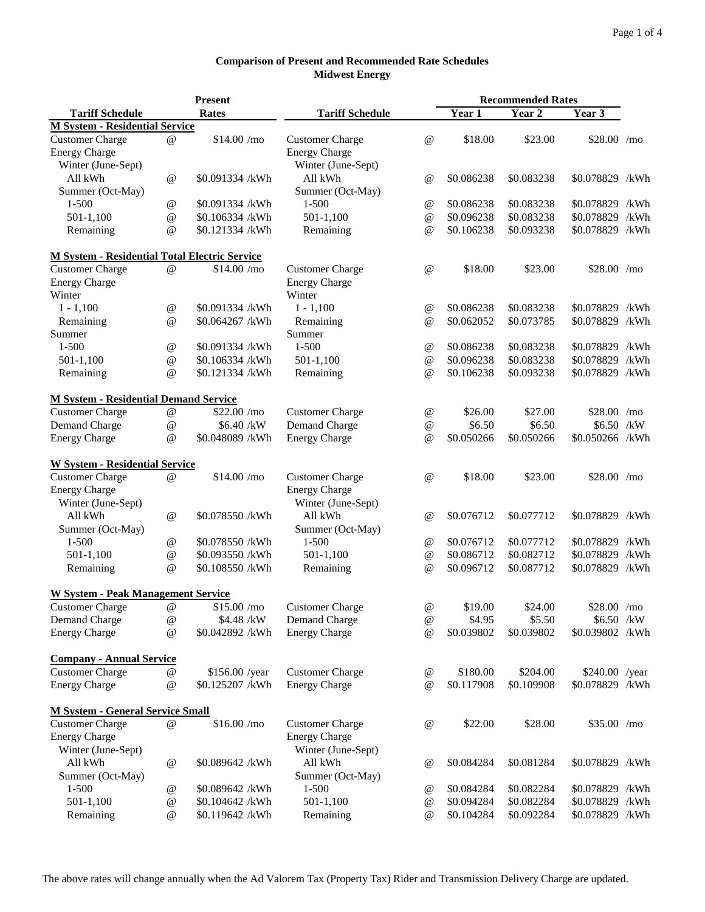**Comparison of Present and Recommended Rate Schedules**
**Midwest Energy**

| Tariff Schedule | | Present Rates | Tariff Schedule | | Recommended Rates Year 1 | Year 2 | Year 3 |
|---|---|---|---|---|---|---|---|
| **M System - Residential Service** | | | | | | | |
| Customer Charge | @ | $14.00 /mo | Customer Charge | @ | $18.00 | $23.00 | $28.00 /mo |
| Energy Charge | | | Energy Charge | | | | |
| Winter (June-Sept) | | | Winter (June-Sept) | | | | |
| All kWh | @ | $0.091334 /kWh | All kWh | @ | $0.086238 | $0.083238 | $0.078829 /kWh |
| Summer (Oct-May) | | | Summer (Oct-May) | | | | |
| 1-500 | @ | $0.091334 /kWh | 1-500 | @ | $0.086238 | $0.083238 | $0.078829 /kWh |
| 501-1,100 | @ | $0.106334 /kWh | 501-1,100 | @ | $0.096238 | $0.083238 | $0.078829 /kWh |
| Remaining | @ | $0.121334 /kWh | Remaining | @ | $0.106238 | $0.093238 | $0.078829 /kWh |
| **M System - Residential Total Electric Service** | | | | | | | |
| Customer Charge | @ | $14.00 /mo | Customer Charge | @ | $18.00 | $23.00 | $28.00 /mo |
| Energy Charge | | | Energy Charge | | | | |
| Winter | | | Winter | | | | |
| 1 - 1,100 | @ | $0.091334 /kWh | 1 - 1,100 | @ | $0.086238 | $0.083238 | $0.078829 /kWh |
| Remaining | @ | $0.064267 /kWh | Remaining | @ | $0.062052 | $0.073785 | $0.078829 /kWh |
| Summer | | | Summer | | | | |
| 1-500 | @ | $0.091334 /kWh | 1-500 | @ | $0.086238 | $0.083238 | $0.078829 /kWh |
| 501-1,100 | @ | $0.106334 /kWh | 501-1,100 | @ | $0.096238 | $0.083238 | $0.078829 /kWh |
| Remaining | @ | $0.121334 /kWh | Remaining | @ | $0.106238 | $0.093238 | $0.078829 /kWh |
| **M System - Residential Demand Service** | | | | | | | |
| Customer Charge | @ | $22.00 /mo | Customer Charge | @ | $26.00 | $27.00 | $28.00 /mo |
| Demand Charge | @ | $6.40 /kW | Demand Charge | @ | $6.50 | $6.50 | $6.50 /kW |
| Energy Charge | @ | $0.048089 /kWh | Energy Charge | @ | $0.050266 | $0.050266 | $0.050266 /kWh |
| **W System - Residential Service** | | | | | | | |
| Customer Charge | @ | $14.00 /mo | Customer Charge | @ | $18.00 | $23.00 | $28.00 /mo |
| Energy Charge | | | Energy Charge | | | | |
| Winter (June-Sept) | | | Winter (June-Sept) | | | | |
| All kWh | @ | $0.078550 /kWh | All kWh | @ | $0.076712 | $0.077712 | $0.078829 /kWh |
| Summer (Oct-May) | | | Summer (Oct-May) | | | | |
| 1-500 | @ | $0.078550 /kWh | 1-500 | @ | $0.076712 | $0.077712 | $0.078829 /kWh |
| 501-1,100 | @ | $0.093550 /kWh | 501-1,100 | @ | $0.086712 | $0.082712 | $0.078829 /kWh |
| Remaining | @ | $0.108550 /kWh | Remaining | @ | $0.096712 | $0.087712 | $0.078829 /kWh |
| **W System - Peak Management Service** | | | | | | | |
| Customer Charge | @ | $15.00 /mo | Customer Charge | @ | $19.00 | $24.00 | $28.00 /mo |
| Demand Charge | @ | $4.48 /kW | Demand Charge | @ | $4.95 | $5.50 | $6.50 /kW |
| Energy Charge | @ | $0.042892 /kWh | Energy Charge | @ | $0.039802 | $0.039802 | $0.039802 /kWh |
| **Company - Annual Service** | | | | | | | |
| Customer Charge | @ | $156.00 /year | Customer Charge | @ | $180.00 | $204.00 | $240.00 /year |
| Energy Charge | @ | $0.125207 /kWh | Energy Charge | @ | $0.117908 | $0.109908 | $0.078829 /kWh |
| **M System - General Service Small** | | | | | | | |
| Customer Charge | @ | $16.00 /mo | Customer Charge | @ | $22.00 | $28.00 | $35.00 /mo |
| Energy Charge | | | Energy Charge | | | | |
| Winter (June-Sept) | | | Winter (June-Sept) | | | | |
| All kWh | @ | $0.089642 /kWh | All kWh | @ | $0.084284 | $0.081284 | $0.078829 /kWh |
| Summer (Oct-May) | | | Summer (Oct-May) | | | | |
| 1-500 | @ | $0.089642 /kWh | 1-500 | @ | $0.084284 | $0.082284 | $0.078829 /kWh |
| 501-1,100 | @ | $0.104642 /kWh | 501-1,100 | @ | $0.094284 | $0.082284 | $0.078829 /kWh |
| Remaining | @ | $0.119642 /kWh | Remaining | @ | $0.104284 | $0.092284 | $0.078829 /kWh |

The above rates will change annually when the Ad Valorem Tax (Property Tax) Rider and Transmission Delivery Charge are updated.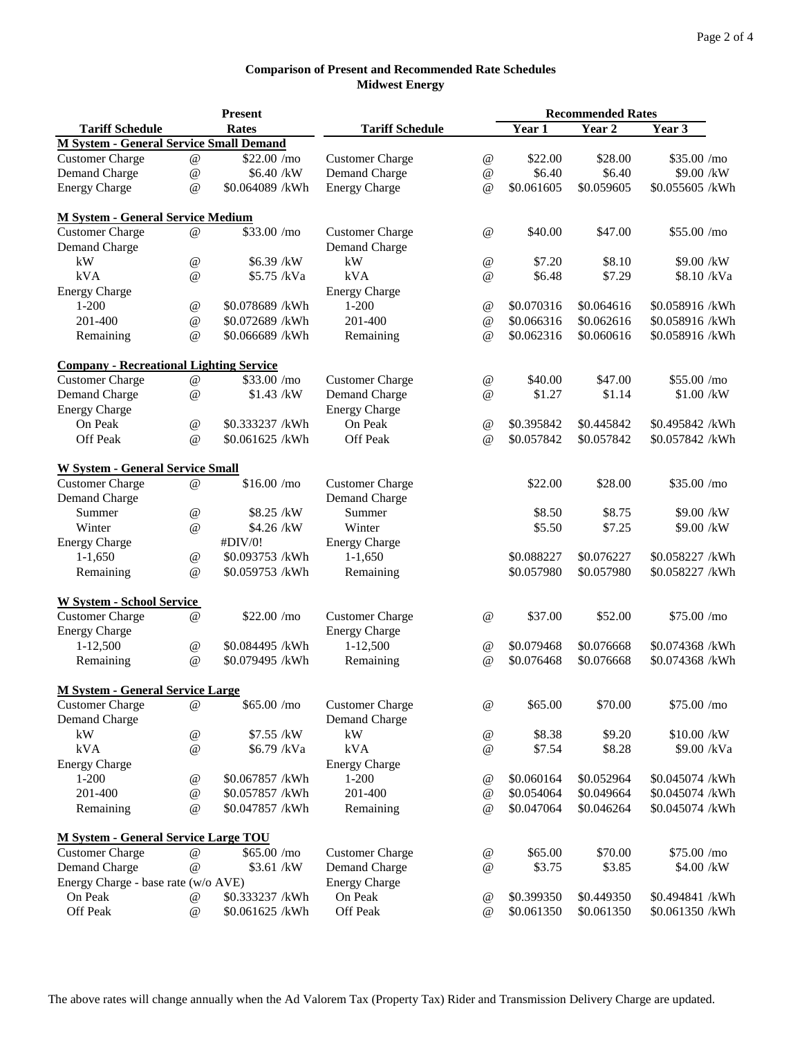**Comparison of Present and Recommended Rate Schedules**
**Midwest Energy**

| Tariff Schedule | | Present Rates | Tariff Schedule | | Recommended Rates Year 1 | Year 2 | Year 3 |
|---|---|---|---|---|---|---|---|
| **M System - General Service Small Demand** | | | | | | | |
| Customer Charge | @ | $22.00 /mo | Customer Charge | @ | $22.00 | $28.00 | $35.00 /mo |
| Demand Charge | @ | $6.40 /kW | Demand Charge | @ | $6.40 | $6.40 | $9.00 /kW |
| Energy Charge | @ | $0.064089 /kWh | Energy Charge | @ | $0.061605 | $0.059605 | $0.055605 /kWh |
| | | | | | | | |
| **M System - General Service Medium** | | | | | | | |
| Customer Charge | @ | $33.00 /mo | Customer Charge | @ | $40.00 | $47.00 | $55.00 /mo |
| Demand Charge | | | Demand Charge | | | | |
| kW | @ | $6.39 /kW | kW | @ | $7.20 | $8.10 | $9.00 /kW |
| kVA | @ | $5.75 /kVa | kVA | @ | $6.48 | $7.29 | $8.10 /kVa |
| Energy Charge | | | Energy Charge | | | | |
| 1-200 | @ | $0.078689 /kWh | 1-200 | @ | $0.070316 | $0.064616 | $0.058916 /kWh |
| 201-400 | @ | $0.072689 /kWh | 201-400 | @ | $0.066316 | $0.062616 | $0.058916 /kWh |
| Remaining | @ | $0.066689 /kWh | Remaining | @ | $0.062316 | $0.060616 | $0.058916 /kWh |
| | | | | | | | |
| **Company - Recreational Lighting Service** | | | | | | | |
| Customer Charge | @ | $33.00 /mo | Customer Charge | @ | $40.00 | $47.00 | $55.00 /mo |
| Demand Charge | @ | $1.43 /kW | Demand Charge | @ | $1.27 | $1.14 | $1.00 /kW |
| Energy Charge | | | Energy Charge | | | | |
| On Peak | @ | $0.333237 /kWh | On Peak | @ | $0.395842 | $0.445842 | $0.495842 /kWh |
| Off Peak | @ | $0.061625 /kWh | Off Peak | @ | $0.057842 | $0.057842 | $0.057842 /kWh |
| | | | | | | | |
| **W System - General Service Small** | | | | | | | |
| Customer Charge | @ | $16.00 /mo | Customer Charge | | $22.00 | $28.00 | $35.00 /mo |
| Demand Charge | | | Demand Charge | | | | |
| Summer | @ | $8.25 /kW | Summer | | $8.50 | $8.75 | $9.00 /kW |
| Winter | @ | $4.26 /kW | Winter | | $5.50 | $7.25 | $9.00 /kW |
| Energy Charge | | #DIV/0! | Energy Charge | | | | |
| 1-1,650 | @ | $0.093753 /kWh | 1-1,650 | | $0.088227 | $0.076227 | $0.058227 /kWh |
| Remaining | @ | $0.059753 /kWh | Remaining | | $0.057980 | $0.057980 | $0.058227 /kWh |
| | | | | | | | |
| **W System - School Service** | | | | | | | |
| Customer Charge | @ | $22.00 /mo | Customer Charge | @ | $37.00 | $52.00 | $75.00 /mo |
| Energy Charge | | | Energy Charge | | | | |
| 1-12,500 | @ | $0.084495 /kWh | 1-12,500 | @ | $0.079468 | $0.076668 | $0.074368 /kWh |
| Remaining | @ | $0.079495 /kWh | Remaining | @ | $0.076468 | $0.076668 | $0.074368 /kWh |
| | | | | | | | |
| **M System - General Service Large** | | | | | | | |
| Customer Charge | @ | $65.00 /mo | Customer Charge | @ | $65.00 | $70.00 | $75.00 /mo |
| Demand Charge | | | Demand Charge | | | | |
| kW | @ | $7.55 /kW | kW | @ | $8.38 | $9.20 | $10.00 /kW |
| kVA | @ | $6.79 /kVa | kVA | @ | $7.54 | $8.28 | $9.00 /kVa |
| Energy Charge | | | Energy Charge | | | | |
| 1-200 | @ | $0.067857 /kWh | 1-200 | @ | $0.060164 | $0.052964 | $0.045074 /kWh |
| 201-400 | @ | $0.057857 /kWh | 201-400 | @ | $0.054064 | $0.049664 | $0.045074 /kWh |
| Remaining | @ | $0.047857 /kWh | Remaining | @ | $0.047064 | $0.046264 | $0.045074 /kWh |
| | | | | | | | |
| **M System - General Service Large TOU** | | | | | | | |
| Customer Charge | @ | $65.00 /mo | Customer Charge | @ | $65.00 | $70.00 | $75.00 /mo |
| Demand Charge | @ | $3.61 /kW | Demand Charge | @ | $3.75 | $3.85 | $4.00 /kW |
| Energy Charge - base rate (w/o AVE) | | | Energy Charge | | | | |
| On Peak | @ | $0.333237 /kWh | On Peak | @ | $0.399350 | $0.449350 | $0.494841 /kWh |
| Off Peak | @ | $0.061625 /kWh | Off Peak | @ | $0.061350 | $0.061350 | $0.061350 /kWh |

The above rates will change annually when the Ad Valorem Tax (Property Tax) Rider and Transmission Delivery Charge are updated.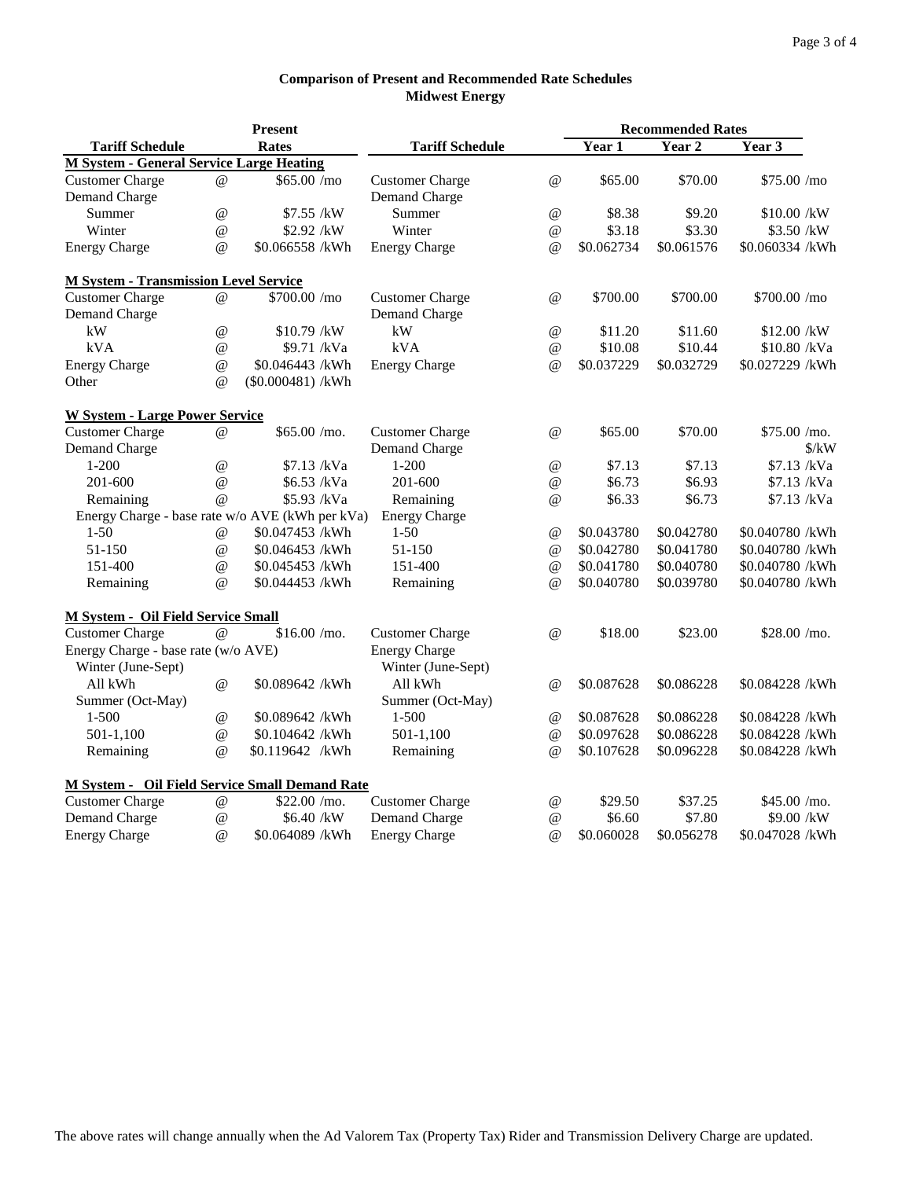**Comparison of Present and Recommended Rate Schedules**
**Midwest Energy**

| Tariff Schedule | | Present Rates | Tariff Schedule | | Recommended Rates Year 1 | Year 2 | Year 3 |
|---|---|---|---|---|---|---|---|
| **M System - General Service Large Heating** | | | | | | | |
| Customer Charge | @ | $65.00 /mo | Customer Charge | @ | $65.00 | $70.00 | $75.00 /mo |
| Demand Charge | | | Demand Charge | | | | |
| Summer | @ | $7.55 /kW | Summer | @ | $8.38 | $9.20 | $10.00 /kW |
| Winter | @ | $2.92 /kW | Winter | @ | $3.18 | $3.30 | $3.50 /kW |
| Energy Charge | @ | $0.066558 /kWh | Energy Charge | @ | $0.062734 | $0.061576 | $0.060334 /kWh |
| **M System - Transmission Level Service** | | | | | | | |
| Customer Charge | @ | $700.00 /mo | Customer Charge | @ | $700.00 | $700.00 | $700.00 /mo |
| Demand Charge | | | Demand Charge | | | | |
| kW | @ | $10.79 /kW | kW | @ | $11.20 | $11.60 | $12.00 /kW |
| kVA | @ | $9.71 /kVa | kVA | @ | $10.08 | $10.44 | $10.80 /kVa |
| Energy Charge | @ | $0.046443 /kWh | Energy Charge | @ | $0.037229 | $0.032729 | $0.027229 /kWh |
| Other | @ | ($0.000481) /kWh | | | | | |
| **W System - Large Power Service** | | | | | | | |
| Customer Charge | @ | $65.00 /mo. | Customer Charge | @ | $65.00 | $70.00 | $75.00 /mo. |
| Demand Charge | | | Demand Charge | | | | $/kW |
| 1-200 | @ | $7.13 /kVa | 1-200 | @ | $7.13 | $7.13 | $7.13 /kVa |
| 201-600 | @ | $6.53 /kVa | 201-600 | @ | $6.73 | $6.93 | $7.13 /kVa |
| Remaining | @ | $5.93 /kVa | Remaining | @ | $6.33 | $6.73 | $7.13 /kVa |
| Energy Charge - base rate w/o AVE (kWh per kVa) | | | Energy Charge | | | | |
| 1-50 | @ | $0.047453 /kWh | 1-50 | @ | $0.043780 | $0.042780 | $0.040780 /kWh |
| 51-150 | @ | $0.046453 /kWh | 51-150 | @ | $0.042780 | $0.041780 | $0.040780 /kWh |
| 151-400 | @ | $0.045453 /kWh | 151-400 | @ | $0.041780 | $0.040780 | $0.040780 /kWh |
| Remaining | @ | $0.044453 /kWh | Remaining | @ | $0.040780 | $0.039780 | $0.040780 /kWh |
| **M System - Oil Field Service Small** | | | | | | | |
| Customer Charge | @ | $16.00 /mo. | Customer Charge | @ | $18.00 | $23.00 | $28.00 /mo. |
| Energy Charge - base rate (w/o AVE) | | | Energy Charge | | | | |
| Winter (June-Sept) | | | Winter (June-Sept) | | | | |
| All kWh | @ | $0.089642 /kWh | All kWh | @ | $0.087628 | $0.086228 | $0.084228 /kWh |
| Summer (Oct-May) | | | Summer (Oct-May) | | | | |
| 1-500 | @ | $0.089642 /kWh | 1-500 | @ | $0.087628 | $0.086228 | $0.084228 /kWh |
| 501-1,100 | @ | $0.104642 /kWh | 501-1,100 | @ | $0.097628 | $0.086228 | $0.084228 /kWh |
| Remaining | @ | $0.119642 /kWh | Remaining | @ | $0.107628 | $0.096228 | $0.084228 /kWh |
| **M System - Oil Field Service Small Demand Rate** | | | | | | | |
| Customer Charge | @ | $22.00 /mo. | Customer Charge | @ | $29.50 | $37.25 | $45.00 /mo. |
| Demand Charge | @ | $6.40 /kW | Demand Charge | @ | $6.60 | $7.80 | $9.00 /kW |
| Energy Charge | @ | $0.064089 /kWh | Energy Charge | @ | $0.060028 | $0.056278 | $0.047028 /kWh |

The above rates will change annually when the Ad Valorem Tax (Property Tax) Rider and Transmission Delivery Charge are updated.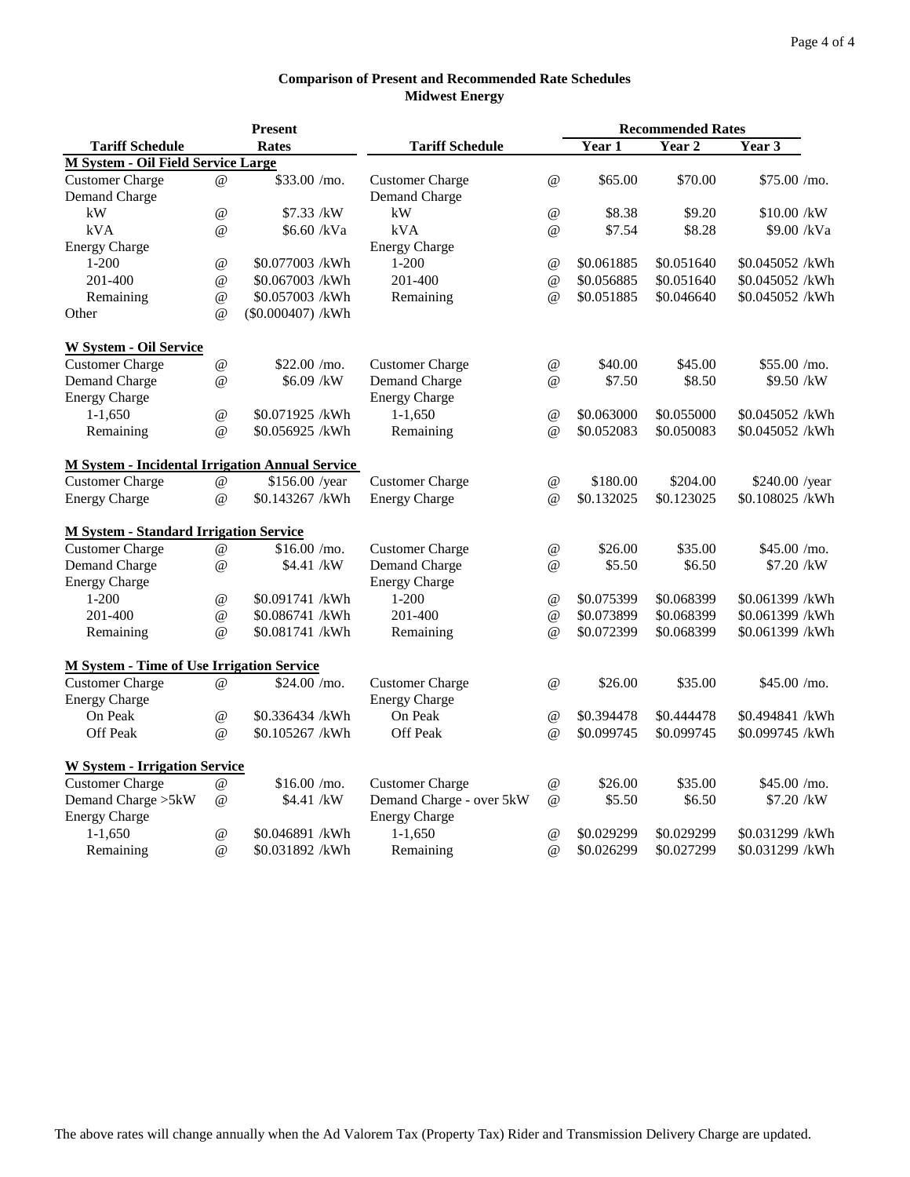**Comparison of Present and Recommended Rate Schedules**
**Midwest Energy**

| Tariff Schedule | | Present Rates | Tariff Schedule | | Recommended Rates Year 1 | Year 2 | Year 3 |
|---|---|---|---|---|---|---|---|
| **M System - Oil Field Service Large** | | | | | | | |
| Customer Charge | @ | $33.00 /mo. | Customer Charge | @ | $65.00 | $70.00 | $75.00 /mo. |
| Demand Charge | | | Demand Charge | | | | |
| kW | @ | $7.33 /kW | kW | @ | $8.38 | $9.20 | $10.00 /kW |
| kVA | @ | $6.60 /kVa | kVA | @ | $7.54 | $8.28 | $9.00 /kVa |
| Energy Charge | | | Energy Charge | | | | |
| 1-200 | @ | $0.077003 /kWh | 1-200 | @ | $0.061885 | $0.051640 | $0.045052 /kWh |
| 201-400 | @ | $0.067003 /kWh | 201-400 | @ | $0.056885 | $0.051640 | $0.045052 /kWh |
| Remaining | @ | $0.057003 /kWh | Remaining | @ | $0.051885 | $0.046640 | $0.045052 /kWh |
| Other | @ | ($0.000407) /kWh | | | | | |
| | | | | | | | |
| **W System - Oil Service** | | | | | | | |
| Customer Charge | @ | $22.00 /mo. | Customer Charge | @ | $40.00 | $45.00 | $55.00 /mo. |
| Demand Charge | @ | $6.09 /kW | Demand Charge | @ | $7.50 | $8.50 | $9.50 /kW |
| Energy Charge | | | Energy Charge | | | | |
| 1-1,650 | @ | $0.071925 /kWh | 1-1,650 | @ | $0.063000 | $0.055000 | $0.045052 /kWh |
| Remaining | @ | $0.056925 /kWh | Remaining | @ | $0.052083 | $0.050083 | $0.045052 /kWh |
| | | | | | | | |
| **M System - Incidental Irrigation Annual Service** | | | | | | | |
| Customer Charge | @ | $156.00 /year | Customer Charge | @ | $180.00 | $204.00 | $240.00 /year |
| Energy Charge | @ | $0.143267 /kWh | Energy Charge | @ | $0.132025 | $0.123025 | $0.108025 /kWh |
| | | | | | | | |
| **M System - Standard Irrigation Service** | | | | | | | |
| Customer Charge | @ | $16.00 /mo. | Customer Charge | @ | $26.00 | $35.00 | $45.00 /mo. |
| Demand Charge | @ | $4.41 /kW | Demand Charge | @ | $5.50 | $6.50 | $7.20 /kW |
| Energy Charge | | | Energy Charge | | | | |
| 1-200 | @ | $0.091741 /kWh | 1-200 | @ | $0.075399 | $0.068399 | $0.061399 /kWh |
| 201-400 | @ | $0.086741 /kWh | 201-400 | @ | $0.073899 | $0.068399 | $0.061399 /kWh |
| Remaining | @ | $0.081741 /kWh | Remaining | @ | $0.072399 | $0.068399 | $0.061399 /kWh |
| | | | | | | | |
| **M System - Time of Use Irrigation Service** | | | | | | | |
| Customer Charge | @ | $24.00 /mo. | Customer Charge | @ | $26.00 | $35.00 | $45.00 /mo. |
| Energy Charge | | | Energy Charge | | | | |
| On Peak | @ | $0.336434 /kWh | On Peak | @ | $0.394478 | $0.444478 | $0.494841 /kWh |
| Off Peak | @ | $0.105267 /kWh | Off Peak | @ | $0.099745 | $0.099745 | $0.099745 /kWh |
| | | | | | | | |
| **W System - Irrigation Service** | | | | | | | |
| Customer Charge | @ | $16.00 /mo. | Customer Charge | @ | $26.00 | $35.00 | $45.00 /mo. |
| Demand Charge >5kW | @ | $4.41 /kW | Demand Charge - over 5kW | @ | $5.50 | $6.50 | $7.20 /kW |
| Energy Charge | | | Energy Charge | | | | |
| 1-1,650 | @ | $0.046891 /kWh | 1-1,650 | @ | $0.029299 | $0.029299 | $0.031299 /kWh |
| Remaining | @ | $0.031892 /kWh | Remaining | @ | $0.026299 | $0.027299 | $0.031299 /kWh |

The above rates will change annually when the Ad Valorem Tax (Property Tax) Rider and Transmission Delivery Charge are updated.